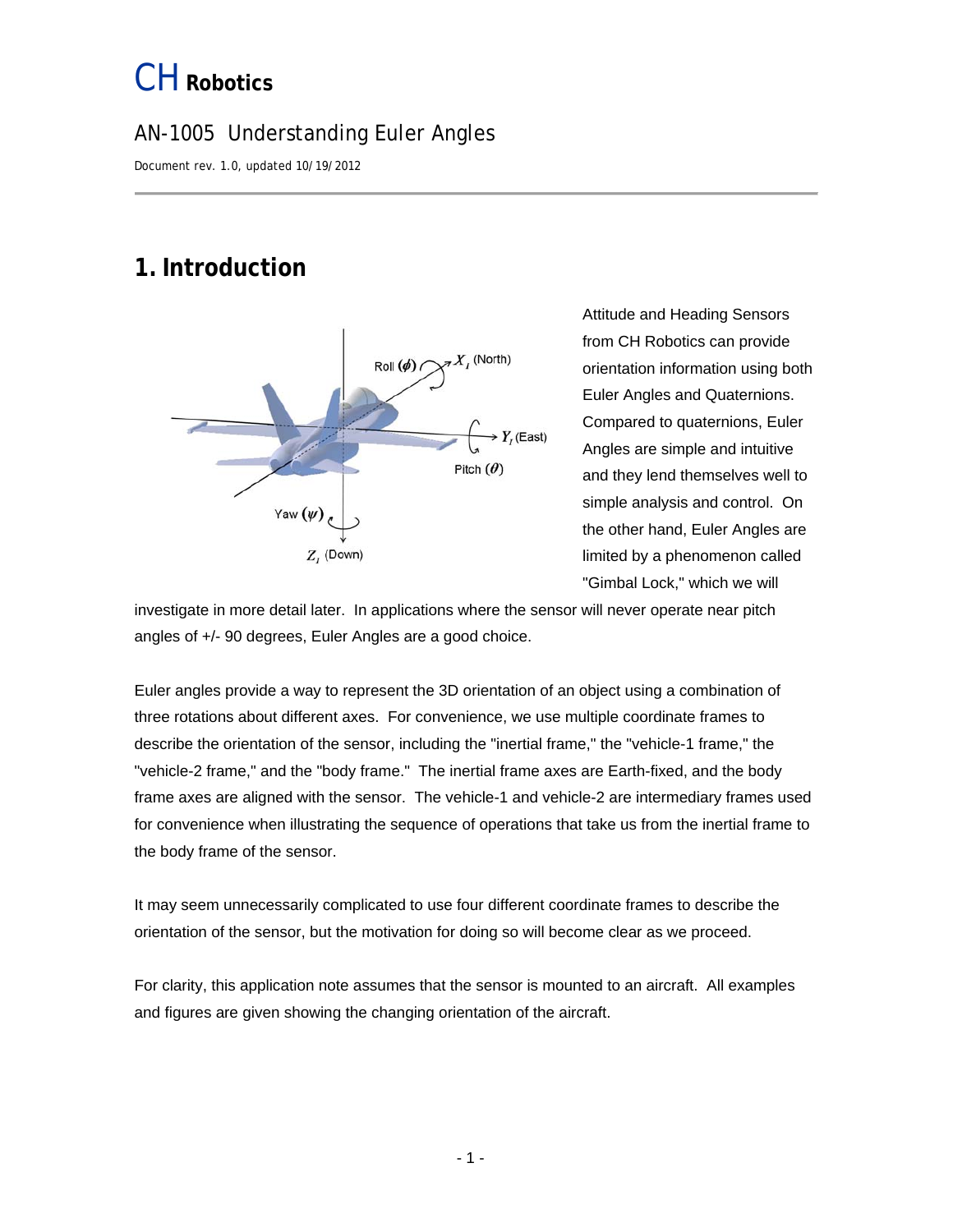# CH Robotics

## AN-1005 Understanding Euler Angles

Document rev. 1.0, updated 10/19/2012

## 1. Introduction

Attitude and Heading Sensors from CH Robotics can provide orientation information using both Euler Angles and Quaternions. Compared to quaternions, Euler Angles are simple and intuitive and they lend themselves well to simple analysis and control. On the other hand, Euler Angles are limited by a phenomenon called "Gimbal Lock," which we will investigate in more detail later. In applications where the sensor will never operate near pitch angles of +/- 90 degrees, Euler Angles are a good choice.

Euler angles provide a way to represent the 3D orientation of an object using a combination of three rotations about different axes. For convenience, we use multiple coordinate frames to describe the orientation of the sensor, including the "inertial frame," the "vehicle-1 frame," the "vehicle-2 frame," and the "body frame." The inertial frame axes are Earth-fixed, and the body frame axes are aligned with the sensor. The vehicle-1 and vehicle-2 are intermediary frames used for convenience when illustrating the sequence of operations that take us from the inertial frame to the body frame of the sensor.

It may seem unnecessarily complicated to use four different coordinate frames to describe the orientation of the sensor, but the motivation for doing so will become clear as we proceed.

For clarity, this application note assumes that the sensor is mounted to an aircraft. All examples and figures are given showing the changing orientation of the aircraft.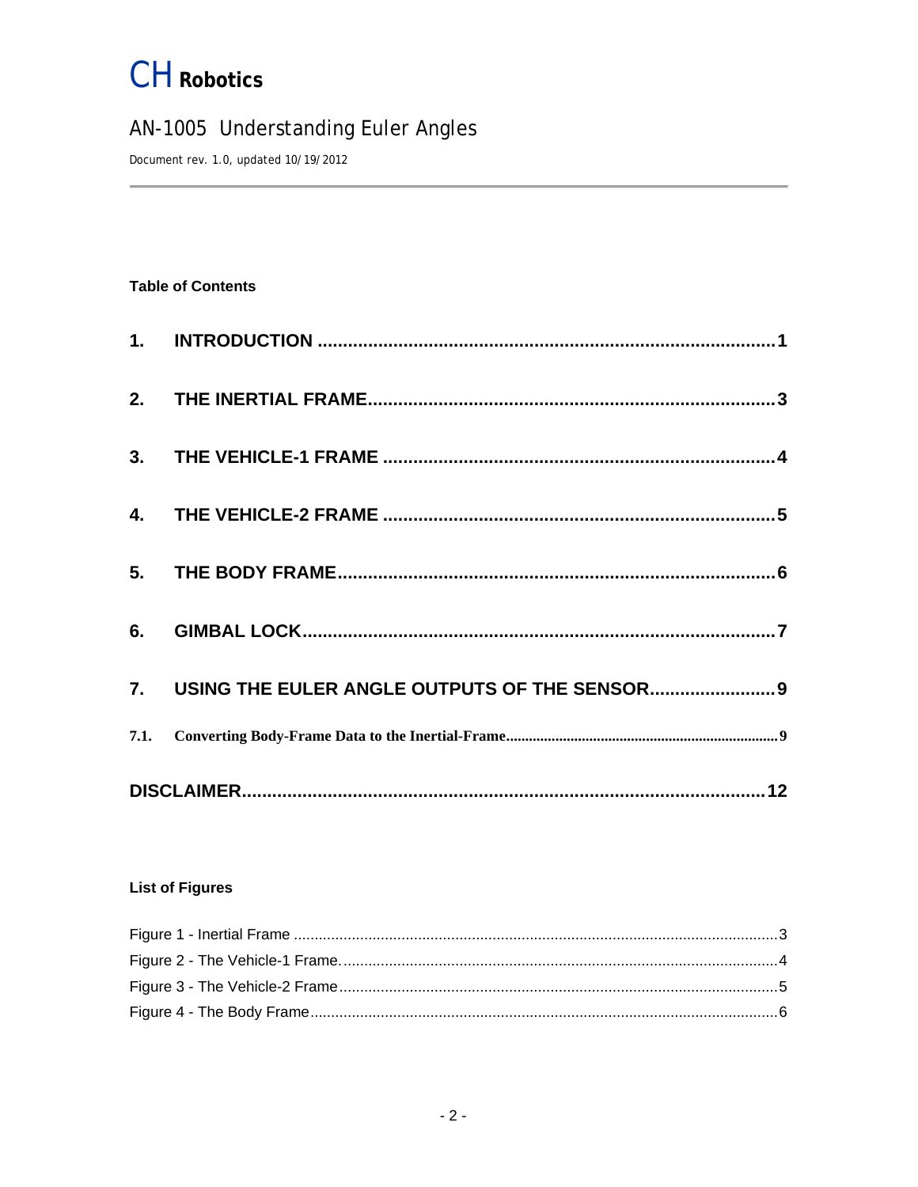# CH Robotics

## AN-1005 Understanding Euler Angles

Document rev. 1.0, updated 10/19/2012

**Table of Contents**

1. INTRODUCTION .......... 1
2. THE INERTIAL FRAME .......... 3
3. THE VEHICLE-1 FRAME .......... 4
4. THE VEHICLE-2 FRAME .......... 5
5. THE BODY FRAME .......... 6
6. GIMBAL LOCK .......... 7
7. USING THE EULER ANGLE OUTPUTS OF THE SENSOR .......... 9

   7.1. Converting Body-Frame Data to the Inertial-Frame .......... 9

DISCLAIMER .......... 12

**List of Figures**

Figure 1 - Inertial Frame .......... 3
Figure 2 - The Vehicle-1 Frame. .......... 4
Figure 3 - The Vehicle-2 Frame .......... 5
Figure 4 - The Body Frame .......... 6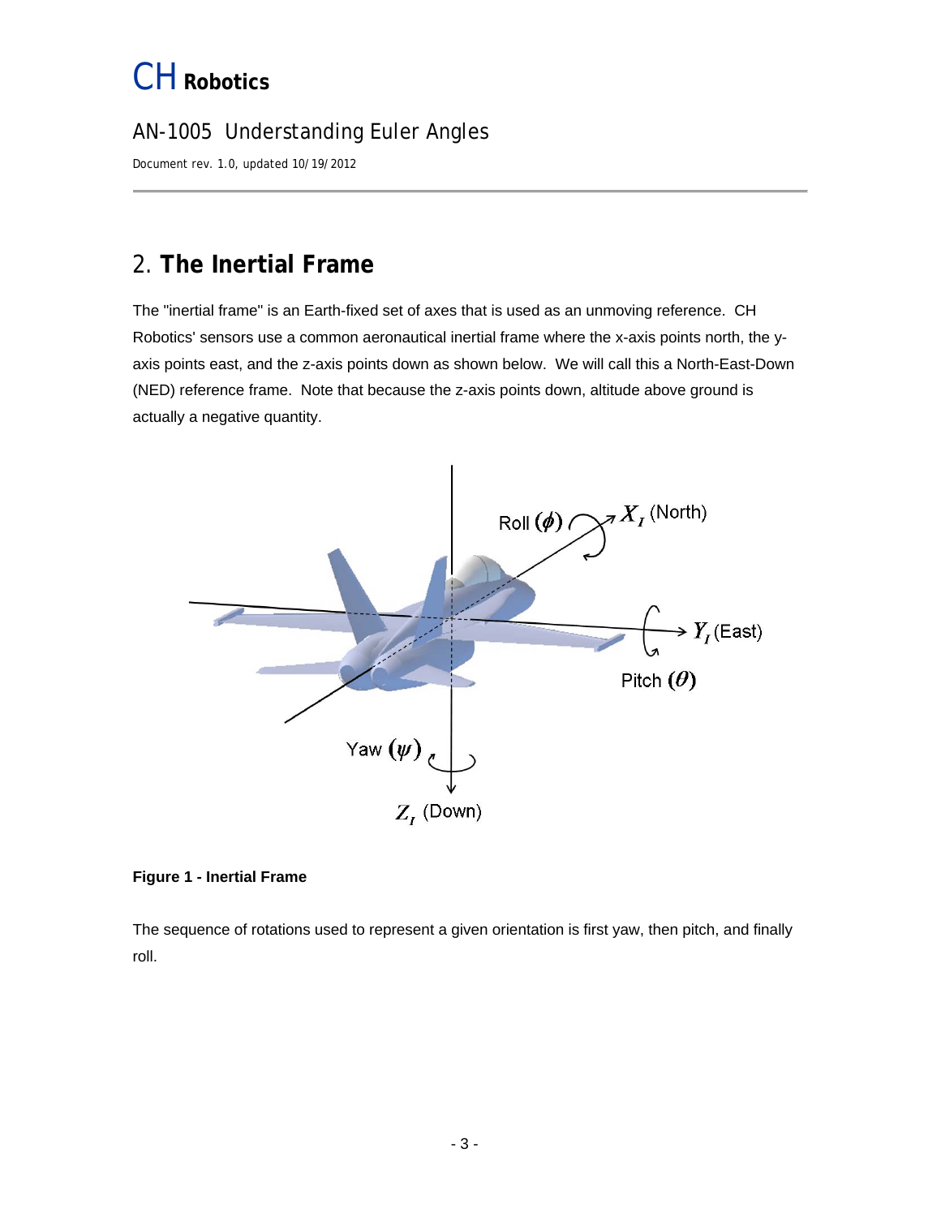## 2. The Inertial Frame

The "inertial frame" is an Earth-fixed set of axes that is used as an unmoving reference. CH Robotics' sensors use a common aeronautical inertial frame where the x-axis points north, the y-axis points east, and the z-axis points down as shown below. We will call this a North-East-Down (NED) reference frame. Note that because the z-axis points down, altitude above ground is actually a negative quantity.

**Figure 1 - Inertial Frame**

The sequence of rotations used to represent a given orientation is first yaw, then pitch, and finally roll.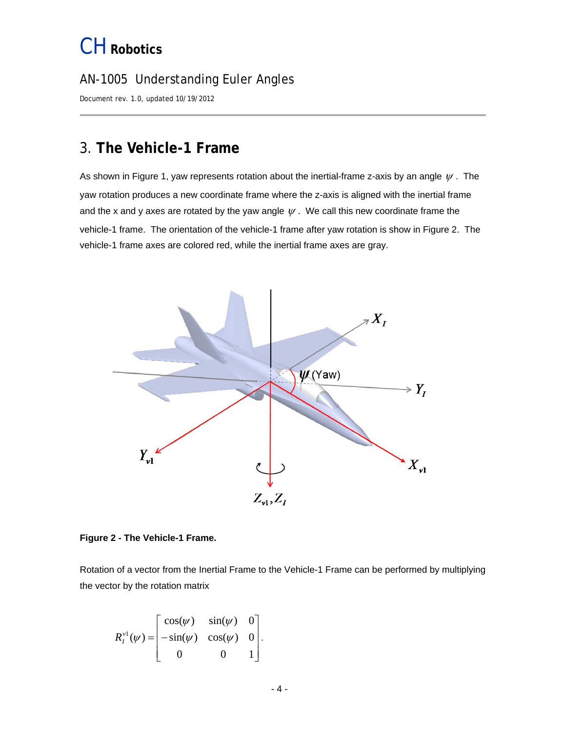# 3. The Vehicle-1 Frame

As shown in Figure 1, yaw represents rotation about the inertial-frame z-axis by an angle $\psi$. The yaw rotation produces a new coordinate frame where the z-axis is aligned with the inertial frame and the x and y axes are rotated by the yaw angle $\psi$. We call this new coordinate frame the vehicle-1 frame. The orientation of the vehicle-1 frame after yaw rotation is show in Figure 2. The vehicle-1 frame axes are colored red, while the inertial frame axes are gray.

**Figure 2 - The Vehicle-1 Frame.**

Rotation of a vector from the Inertial Frame to the Vehicle-1 Frame can be performed by multiplying the vector by the rotation matrix

$$R_I^{v1}(\psi) = \begin{bmatrix} \cos(\psi) & \sin(\psi) & 0 \\ -\sin(\psi) & \cos(\psi) & 0 \\ 0 & 0 & 1 \end{bmatrix}.$$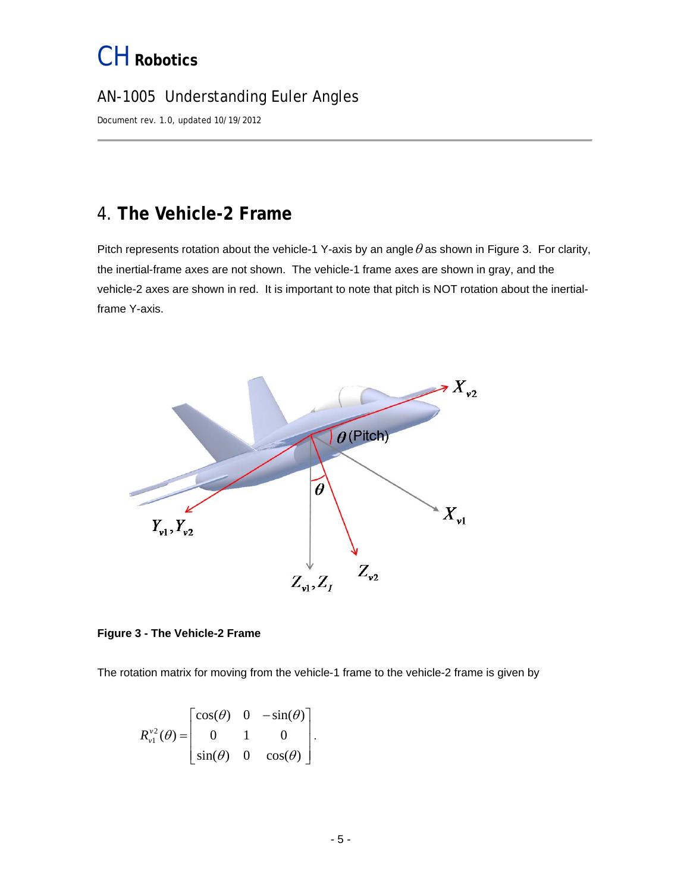## 4. **The Vehicle-2 Frame**

Pitch represents rotation about the vehicle-1 Y-axis by an angle $\theta$ as shown in Figure 3. For clarity, the inertial-frame axes are not shown. The vehicle-1 frame axes are shown in gray, and the vehicle-2 axes are shown in red. It is important to note that pitch is NOT rotation about the inertial-frame Y-axis.

**Figure 3 - The Vehicle-2 Frame**

The rotation matrix for moving from the vehicle-1 frame to the vehicle-2 frame is given by

$$R_{v1}^{v2}(\theta) = \begin{bmatrix} \cos(\theta) & 0 & -\sin(\theta) \\ 0 & 1 & 0 \\ \sin(\theta) & 0 & \cos(\theta) \end{bmatrix}.$$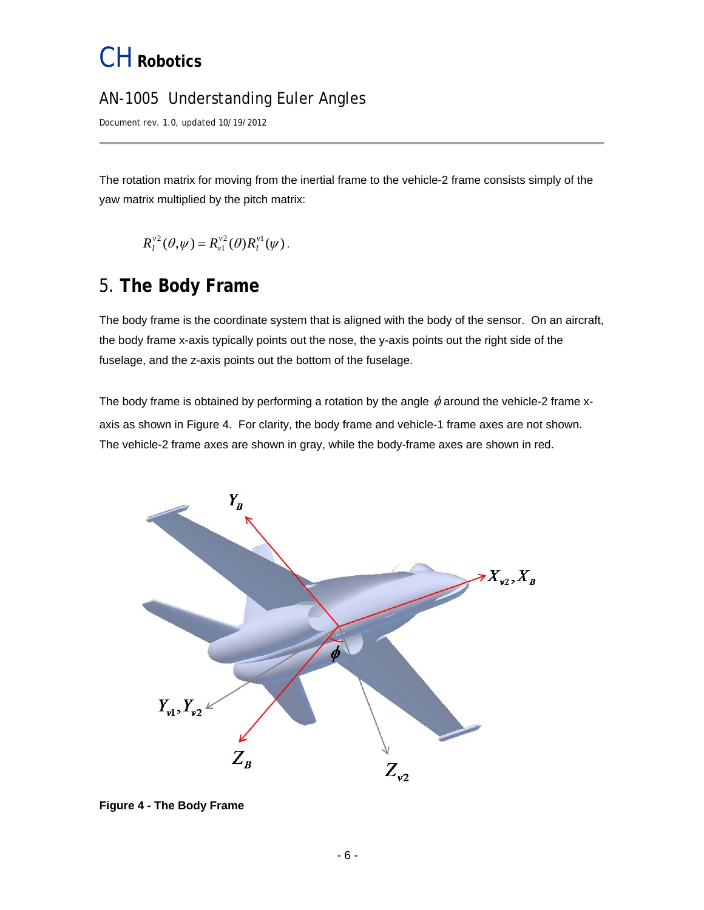The rotation matrix for moving from the inertial frame to the vehicle-2 frame consists simply of the yaw matrix multiplied by the pitch matrix:

$$R_I^{v2}(\theta,\psi) = R_{v1}^{v2}(\theta) R_I^{v1}(\psi).$$

## 5. **The Body Frame**

The body frame is the coordinate system that is aligned with the body of the sensor. On an aircraft, the body frame x-axis typically points out the nose, the y-axis points out the right side of the fuselage, and the z-axis points out the bottom of the fuselage.

The body frame is obtained by performing a rotation by the angle $\phi$ around the vehicle-2 frame x-axis as shown in Figure 4. For clarity, the body frame and vehicle-1 frame axes are not shown. The vehicle-2 frame axes are shown in gray, while the body-frame axes are shown in red.

**Figure 4 - The Body Frame**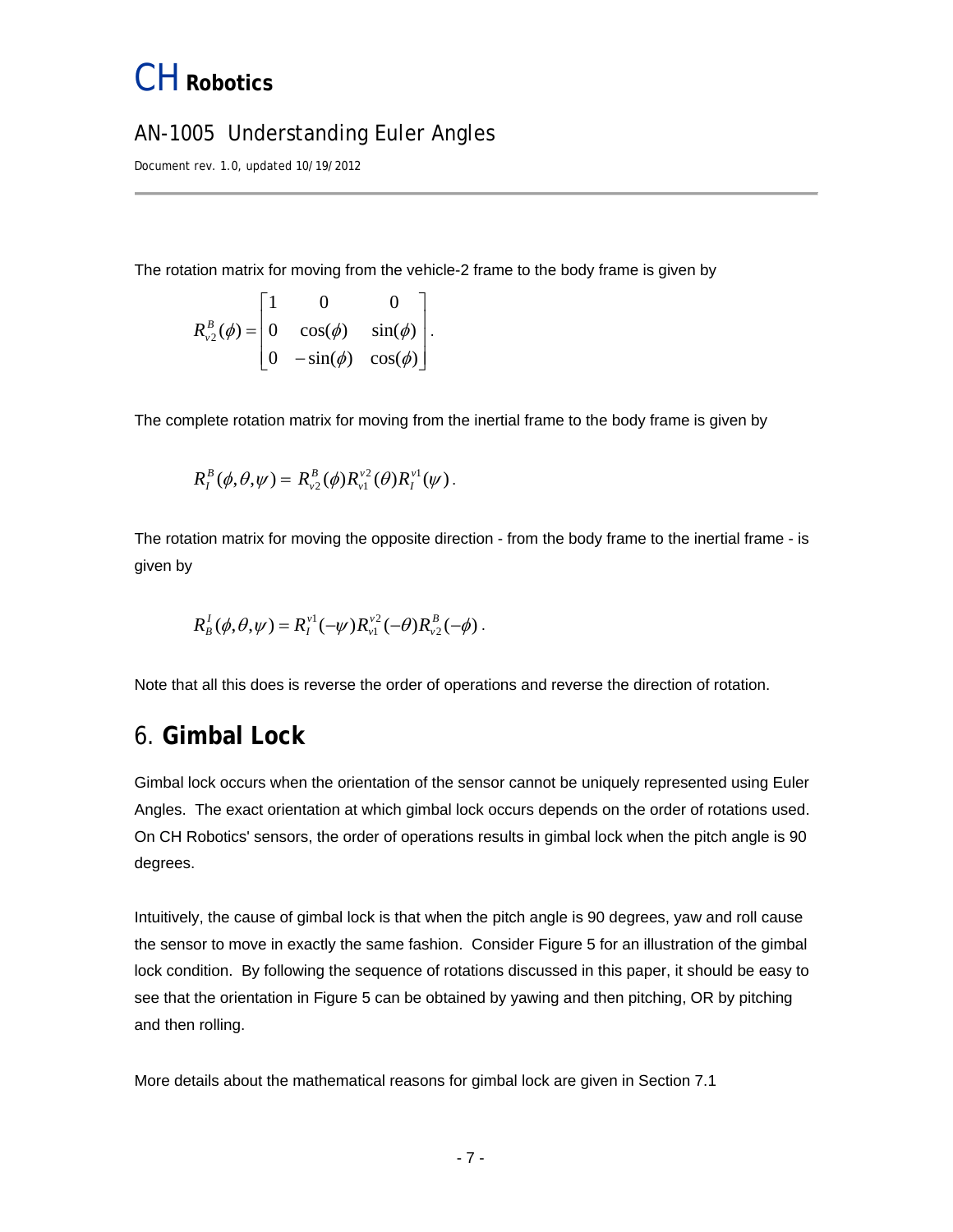The rotation matrix for moving from the vehicle-2 frame to the body frame is given by

$$R_{v2}^{B}(\phi) = \begin{bmatrix} 1 & 0 & 0 \\ 0 & \cos(\phi) & \sin(\phi) \\ 0 & -\sin(\phi) & \cos(\phi) \end{bmatrix}.$$

The complete rotation matrix for moving from the inertial frame to the body frame is given by

$$R_{I}^{B}(\phi,\theta,\psi) = R_{v2}^{B}(\phi) R_{v1}^{v2}(\theta) R_{I}^{v1}(\psi).$$

The rotation matrix for moving the opposite direction - from the body frame to the inertial frame - is given by

$$R_{B}^{I}(\phi,\theta,\psi) = R_{I}^{v1}(-\psi) R_{v1}^{v2}(-\theta) R_{v2}^{B}(-\phi).$$

Note that all this does is reverse the order of operations and reverse the direction of rotation.

## 6. **Gimbal Lock**

Gimbal lock occurs when the orientation of the sensor cannot be uniquely represented using Euler Angles. The exact orientation at which gimbal lock occurs depends on the order of rotations used. On CH Robotics' sensors, the order of operations results in gimbal lock when the pitch angle is 90 degrees.

Intuitively, the cause of gimbal lock is that when the pitch angle is 90 degrees, yaw and roll cause the sensor to move in exactly the same fashion. Consider Figure 5 for an illustration of the gimbal lock condition. By following the sequence of rotations discussed in this paper, it should be easy to see that the orientation in Figure 5 can be obtained by yawing and then pitching, OR by pitching and then rolling.

More details about the mathematical reasons for gimbal lock are given in Section 7.1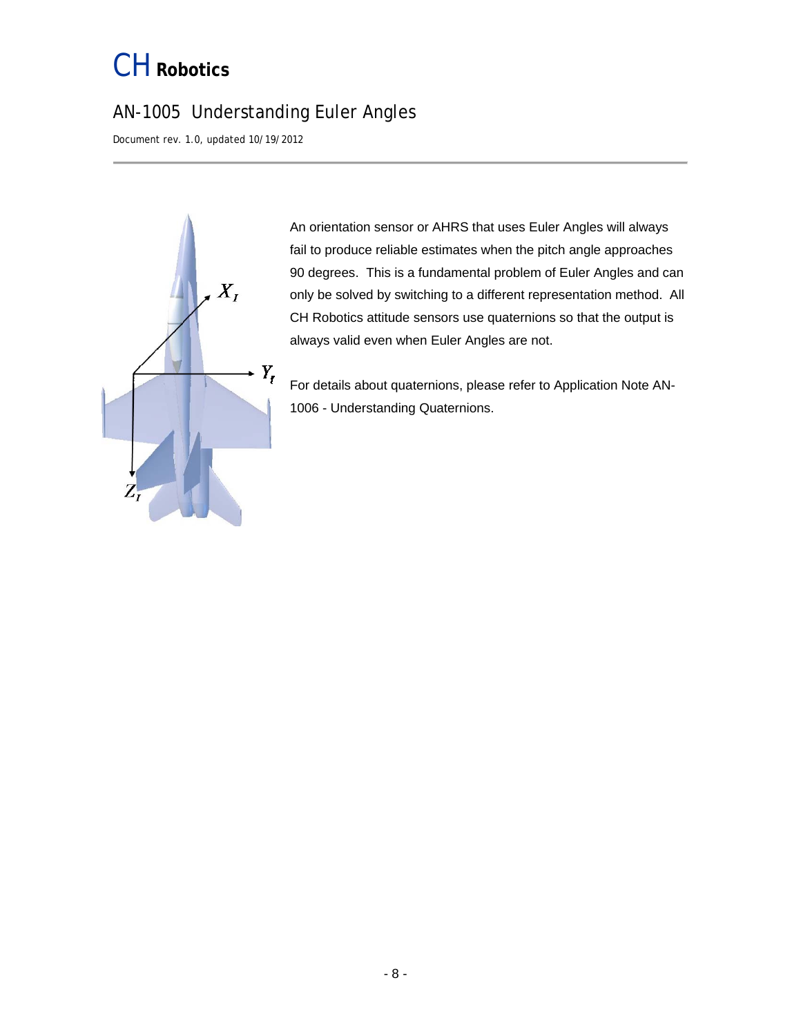An orientation sensor or AHRS that uses Euler Angles will always fail to produce reliable estimates when the pitch angle approaches 90 degrees. This is a fundamental problem of Euler Angles and can only be solved by switching to a different representation method. All CH Robotics attitude sensors use quaternions so that the output is always valid even when Euler Angles are not.

For details about quaternions, please refer to Application Note AN-1006 - Understanding Quaternions.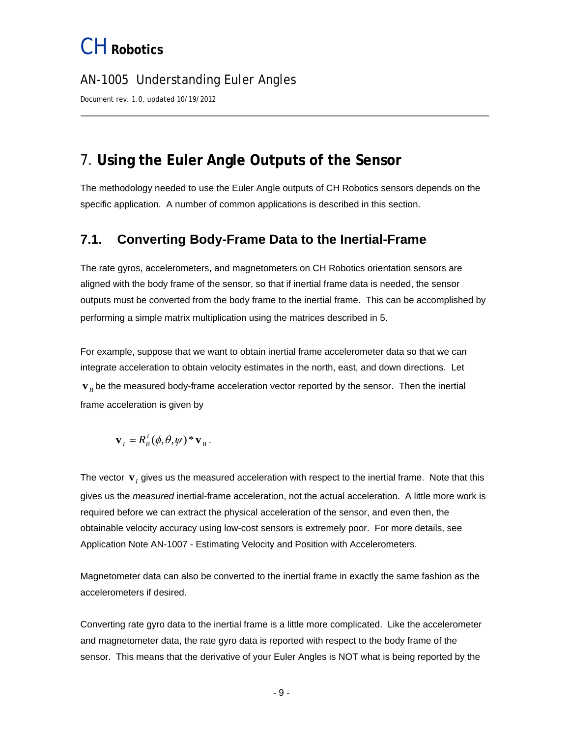# 7. Using the Euler Angle Outputs of the Sensor

The methodology needed to use the Euler Angle outputs of CH Robotics sensors depends on the specific application. A number of common applications is described in this section.

## 7.1. Converting Body-Frame Data to the Inertial-Frame

The rate gyros, accelerometers, and magnetometers on CH Robotics orientation sensors are aligned with the body frame of the sensor, so that if inertial frame data is needed, the sensor outputs must be converted from the body frame to the inertial frame. This can be accomplished by performing a simple matrix multiplication using the matrices described in 5.

For example, suppose that we want to obtain inertial frame accelerometer data so that we can integrate acceleration to obtain velocity estimates in the north, east, and down directions. Let $\mathbf{v}_B$ be the measured body-frame acceleration vector reported by the sensor. Then the inertial frame acceleration is given by

$$\mathbf{v}_I = R_B^I(\phi, \theta, \psi) * \mathbf{v}_B .$$

The vector $\mathbf{v}_I$ gives us the measured acceleration with respect to the inertial frame. Note that this gives us the *measured* inertial-frame acceleration, not the actual acceleration. A little more work is required before we can extract the physical acceleration of the sensor, and even then, the obtainable velocity accuracy using low-cost sensors is extremely poor. For more details, see Application Note AN-1007 - Estimating Velocity and Position with Accelerometers.

Magnetometer data can also be converted to the inertial frame in exactly the same fashion as the accelerometers if desired.

Converting rate gyro data to the inertial frame is a little more complicated. Like the accelerometer and magnetometer data, the rate gyro data is reported with respect to the body frame of the sensor. This means that the derivative of your Euler Angles is NOT what is being reported by the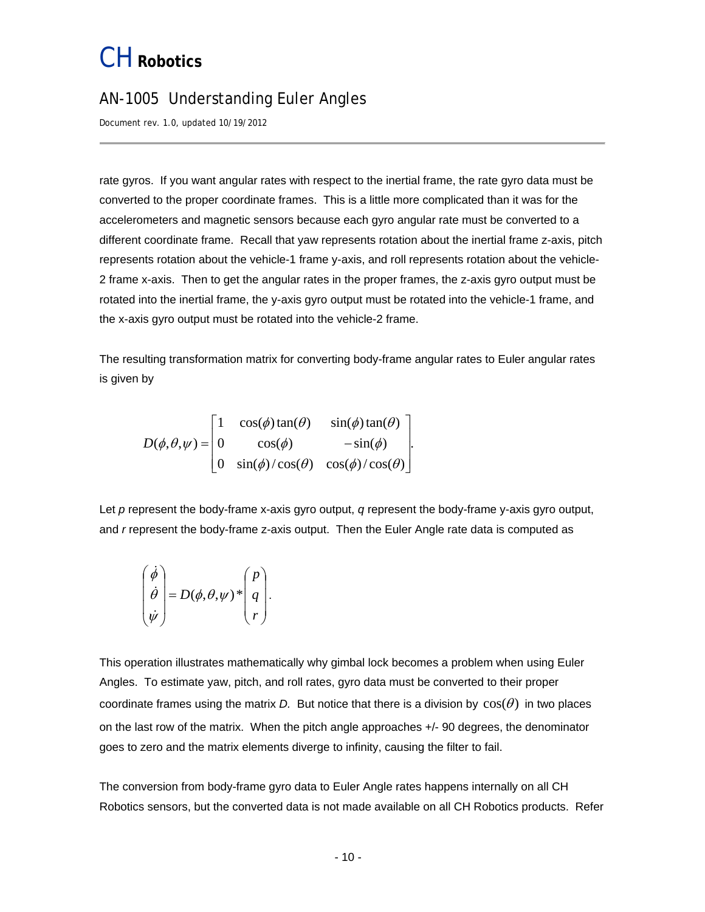rate gyros. If you want angular rates with respect to the inertial frame, the rate gyro data must be converted to the proper coordinate frames. This is a little more complicated than it was for the accelerometers and magnetic sensors because each gyro angular rate must be converted to a different coordinate frame. Recall that yaw represents rotation about the inertial frame z-axis, pitch represents rotation about the vehicle-1 frame y-axis, and roll represents rotation about the vehicle-2 frame x-axis. Then to get the angular rates in the proper frames, the z-axis gyro output must be rotated into the inertial frame, the y-axis gyro output must be rotated into the vehicle-1 frame, and the x-axis gyro output must be rotated into the vehicle-2 frame.

The resulting transformation matrix for converting body-frame angular rates to Euler angular rates is given by

$$D(\phi,\theta,\psi) = \begin{bmatrix} 1 & \cos(\phi)\tan(\theta) & \sin(\phi)\tan(\theta) \\ 0 & \cos(\phi) & -\sin(\phi) \\ 0 & \sin(\phi)/\cos(\theta) & \cos(\phi)/\cos(\theta) \end{bmatrix}.$$

Let *p* represent the body-frame x-axis gyro output, *q* represent the body-frame y-axis gyro output, and *r* represent the body-frame z-axis output. Then the Euler Angle rate data is computed as

$$\begin{pmatrix} \dot{\phi} \\ \dot{\theta} \\ \dot{\psi} \end{pmatrix} = D(\phi,\theta,\psi) * \begin{pmatrix} p \\ q \\ r \end{pmatrix}.$$

This operation illustrates mathematically why gimbal lock becomes a problem when using Euler Angles. To estimate yaw, pitch, and roll rates, gyro data must be converted to their proper coordinate frames using the matrix *D.* But notice that there is a division by $\cos(\theta)$ in two places on the last row of the matrix. When the pitch angle approaches +/- 90 degrees, the denominator goes to zero and the matrix elements diverge to infinity, causing the filter to fail.

The conversion from body-frame gyro data to Euler Angle rates happens internally on all CH Robotics sensors, but the converted data is not made available on all CH Robotics products. Refer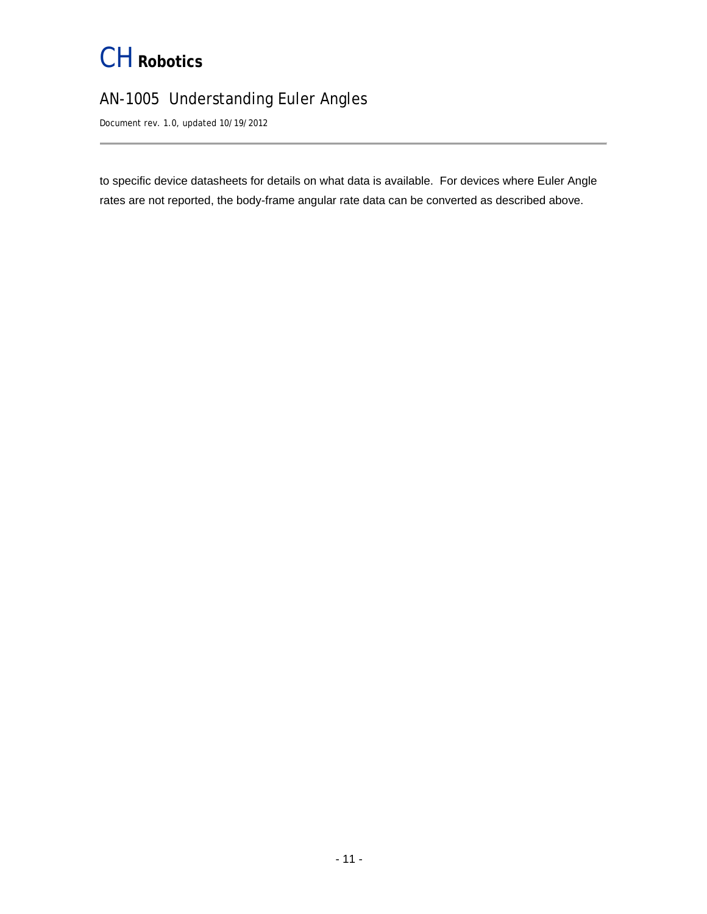to specific device datasheets for details on what data is available. For devices where Euler Angle rates are not reported, the body-frame angular rate data can be converted as described above.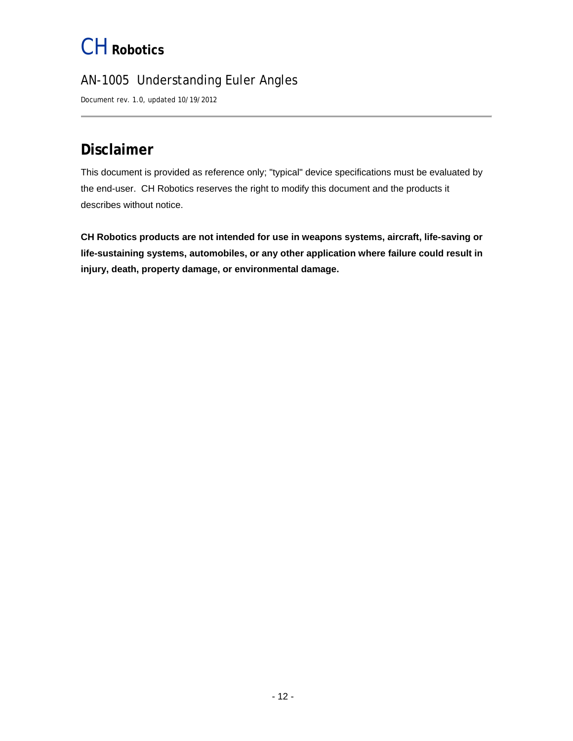## Disclaimer

This document is provided as reference only; "typical" device specifications must be evaluated by the end-user. CH Robotics reserves the right to modify this document and the products it describes without notice.

**CH Robotics products are not intended for use in weapons systems, aircraft, life-saving or life-sustaining systems, automobiles, or any other application where failure could result in injury, death, property damage, or environmental damage.**